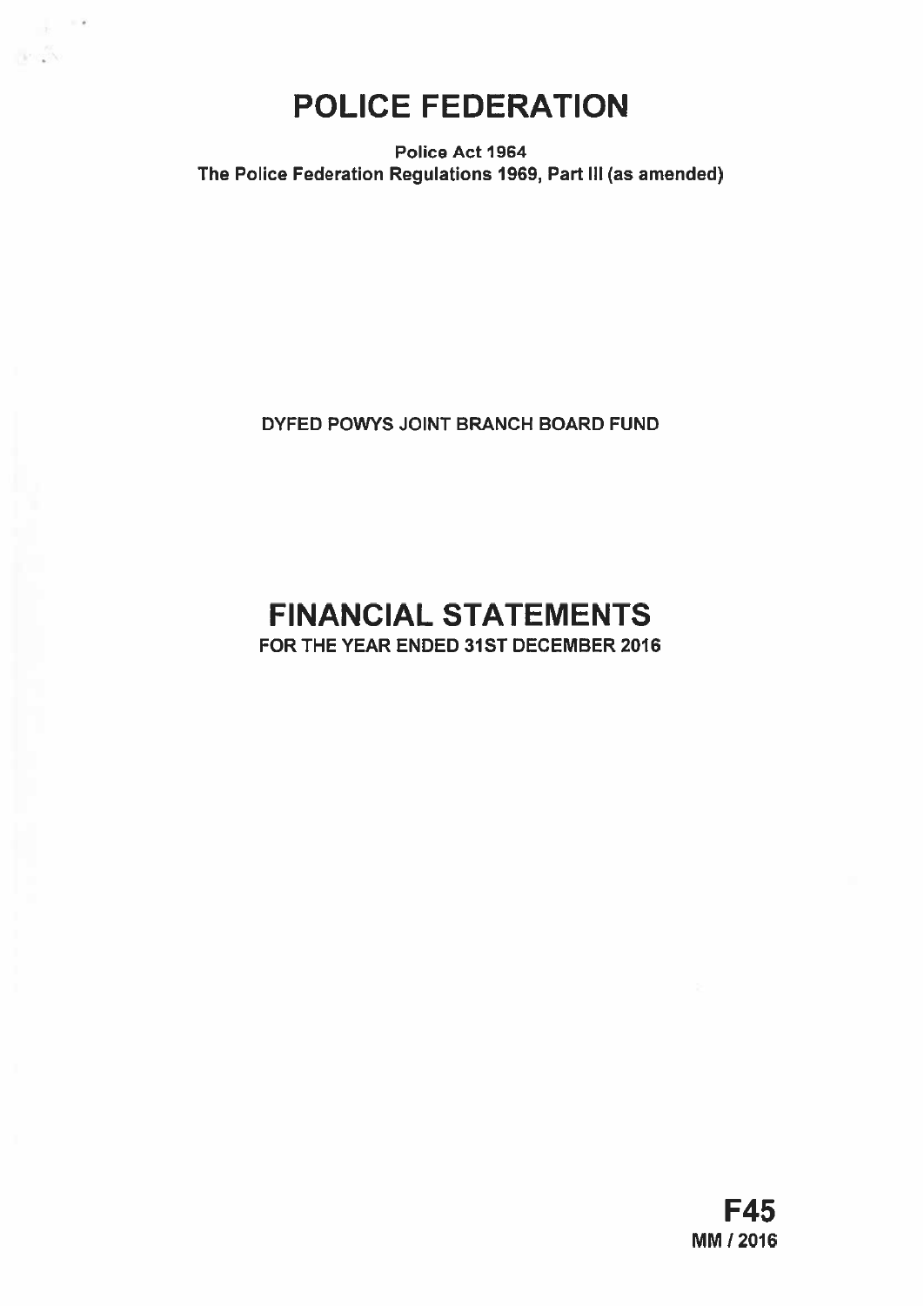# POLICE FEDERATION

**Police Act 1964**
**The Police Federation Regulations 1969, Part III (as amended)**

DYFED POWYS JOINT BRANCH BOARD FUND

# FINANCIAL STATEMENTS

**FOR THE YEAR ENDED 31ST DECEMBER 2016**

**F45**
**MM / 2016**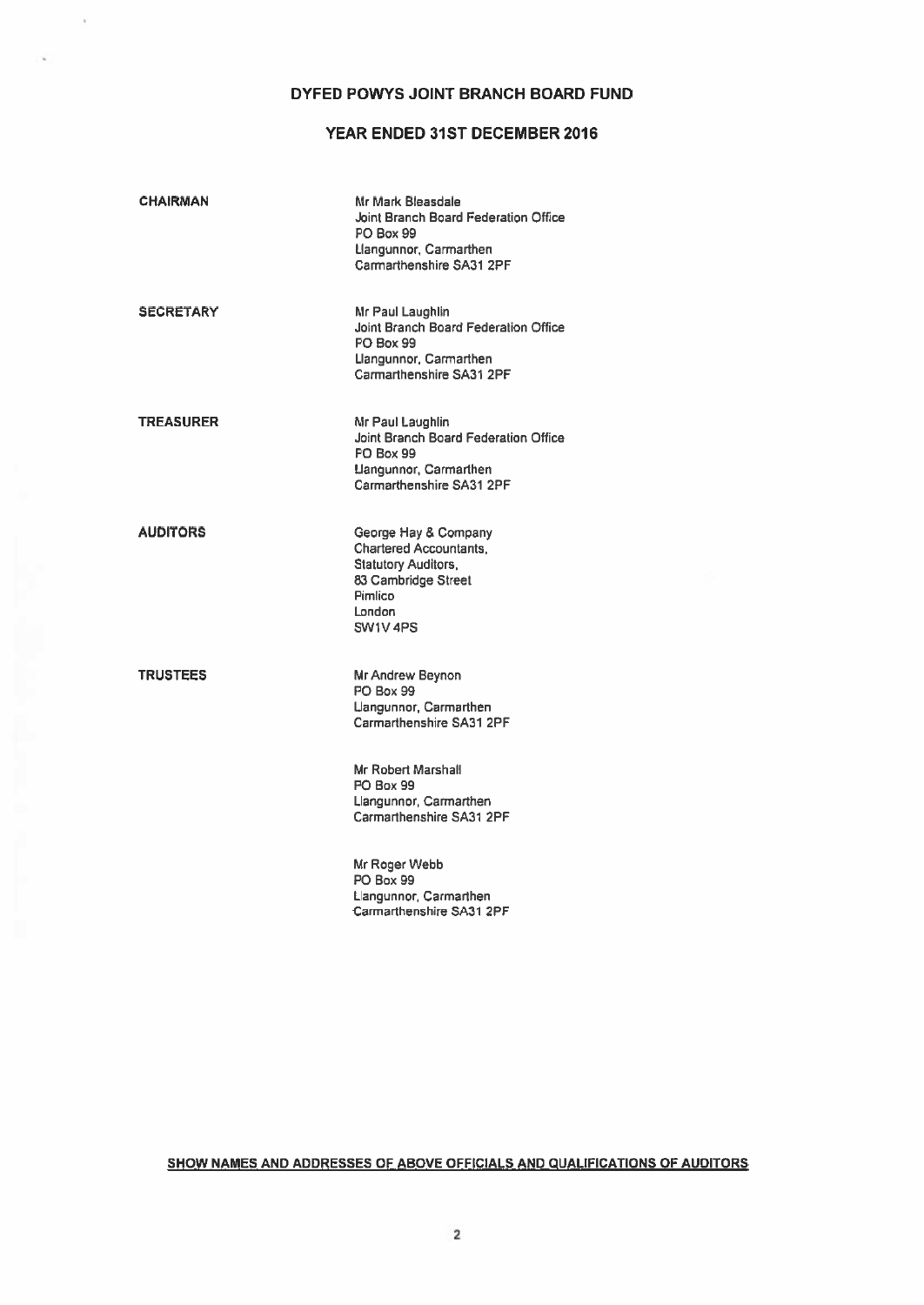# DYFED POWYS JOINT BRANCH BOARD FUND

## YEAR ENDED 31ST DECEMBER 2016

**CHAIRMAN**

Mr Mark Bleasdale
Joint Branch Board Federation Office
PO Box 99
Llangunnor, Carmarthen
Carmarthenshire SA31 2PF

**SECRETARY**

Mr Paul Laughlin
Joint Branch Board Federation Office
PO Box 99
Llangunnor, Carmarthen
Carmarthenshire SA31 2PF

**TREASURER**

Mr Paul Laughlin
Joint Branch Board Federation Office
PO Box 99
Llangunnor, Carmarthen
Carmarthenshire SA31 2PF

**AUDITORS**

George Hay & Company
Chartered Accountants,
Statutory Auditors,
83 Cambridge Street
Pimlico
London
SW1V 4PS

**TRUSTEES**

Mr Andrew Beynon
PO Box 99
Llangunnor, Carmarthen
Carmarthenshire SA31 2PF

Mr Robert Marshall
PO Box 99
Llangunnor, Carmarthen
Carmarthenshire SA31 2PF

Mr Roger Webb
PO Box 99
Llangunnor, Carmarthen
Carmarthenshire SA31 2PF

**SHOW NAMES AND ADDRESSES OF ABOVE OFFICIALS AND QUALIFICATIONS OF AUDITORS**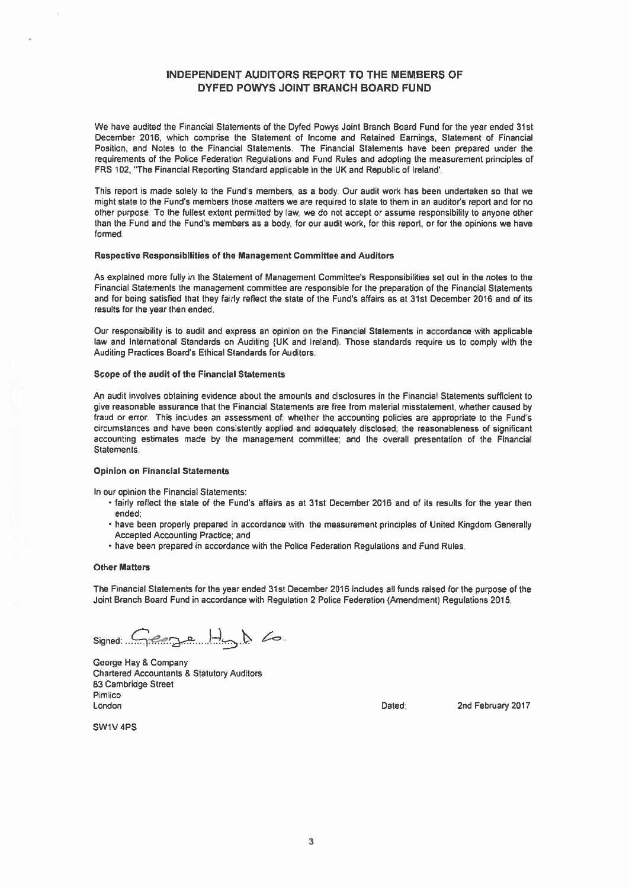# INDEPENDENT AUDITORS REPORT TO THE MEMBERS OF DYFED POWYS JOINT BRANCH BOARD FUND

We have audited the Financial Statements of the Dyfed Powys Joint Branch Board Fund for the year ended 31st December 2016, which comprise the Statement of Income and Retained Earnings, Statement of Financial Position, and Notes to the Financial Statements. The Financial Statements have been prepared under the requirements of the Police Federation Regulations and Fund Rules and adopting the measurement principles of FRS 102, "The Financial Reporting Standard applicable in the UK and Republic of Ireland'.

This report is made solely to the Fund's members, as a body. Our audit work has been undertaken so that we might state to the Fund's members those matters we are required to state to them in an auditor's report and for no other purpose. To the fullest extent permitted by law, we do not accept or assume responsibility to anyone other than the Fund and the Fund's members as a body, for our audit work, for this report, or for the opinions we have formed.

### Respective Responsibilities of the Management Committee and Auditors

As explained more fully in the Statement of Management Committee's Responsibilities set out in the notes to the Financial Statements the management committee are responsible for the preparation of the Financial Statements and for being satisfied that they fairly reflect the state of the Fund's affairs as at 31st December 2016 and of its results for the year then ended.

Our responsibility is to audit and express an opinion on the Financial Statements in accordance with applicable law and International Standards on Auditing (UK and Ireland). Those standards require us to comply with the Auditing Practices Board's Ethical Standards for Auditors.

### Scope of the audit of the Financial Statements

An audit involves obtaining evidence about the amounts and disclosures in the Financial Statements sufficient to give reasonable assurance that the Financial Statements are free from material misstatement, whether caused by fraud or error. This includes an assessment of: whether the accounting policies are appropriate to the Fund's circumstances and have been consistently applied and adequately disclosed; the reasonableness of significant accounting estimates made by the management committee; and the overall presentation of the Financial Statements.

### Opinion on Financial Statements

In our opinion the Financial Statements:

- fairly reflect the state of the Fund's affairs as at 31st December 2016 and of its results for the year then ended;
- have been properly prepared in accordance with the measurement principles of United Kingdom Generally Accepted Accounting Practice; and
- have been prepared in accordance with the Police Federation Regulations and Fund Rules.

### Other Matters

The Financial Statements for the year ended 31st December 2016 includes all funds raised for the purpose of the Joint Branch Board Fund in accordance with Regulation 2 Police Federation (Amendment) Regulations 2015.

Signed: George Hay & Co.

George Hay & Company
Chartered Accountants & Statutory Auditors
83 Cambridge Street
Pimlico
London

SW1V 4PS

Dated: 2nd February 2017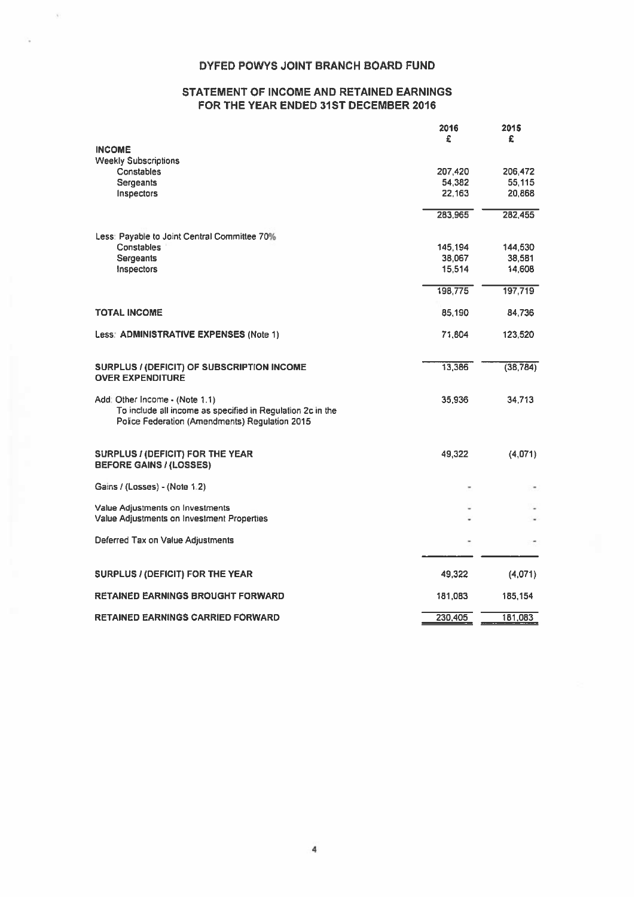# DYFED POWYS JOINT BRANCH BOARD FUND

## STATEMENT OF INCOME AND RETAINED EARNINGS FOR THE YEAR ENDED 31ST DECEMBER 2016

| | 2016 £ | 2015 £ |
|---|---|---|
| **INCOME** | | |
| Weekly Subscriptions | | |
| Constables | 207,420 | 206,472 |
| Sergeants | 54,382 | 55,115 |
| Inspectors | 22,163 | 20,868 |
| | 283,965 | 282,455 |
| Less: Payable to Joint Central Committee 70% | | |
| Constables | 145,194 | 144,530 |
| Sergeants | 38,067 | 38,581 |
| Inspectors | 15,514 | 14,608 |
| | 198,775 | 197,719 |
| **TOTAL INCOME** | 85,190 | 84,736 |
| Less: **ADMINISTRATIVE EXPENSES** (Note 1) | 71,804 | 123,520 |
| **SURPLUS / (DEFICIT) OF SUBSCRIPTION INCOME OVER EXPENDITURE** | 13,386 | (38,784) |
| Add: Other Income - (Note 1.1) To include all income as specified in Regulation 2c in the Police Federation (Amendments) Regulation 2015 | 35,936 | 34,713 |
| **SURPLUS / (DEFICIT) FOR THE YEAR BEFORE GAINS / (LOSSES)** | 49,322 | (4,071) |
| Gains / (Losses) - (Note 1.2) | - | - |
| Value Adjustments on Investments | - | - |
| Value Adjustments on Investment Properties | - | - |
| Deferred Tax on Value Adjustments | - | - |
| **SURPLUS / (DEFICIT) FOR THE YEAR** | 49,322 | (4,071) |
| **RETAINED EARNINGS BROUGHT FORWARD** | 181,083 | 185,154 |
| **RETAINED EARNINGS CARRIED FORWARD** | 230,405 | 181,083 |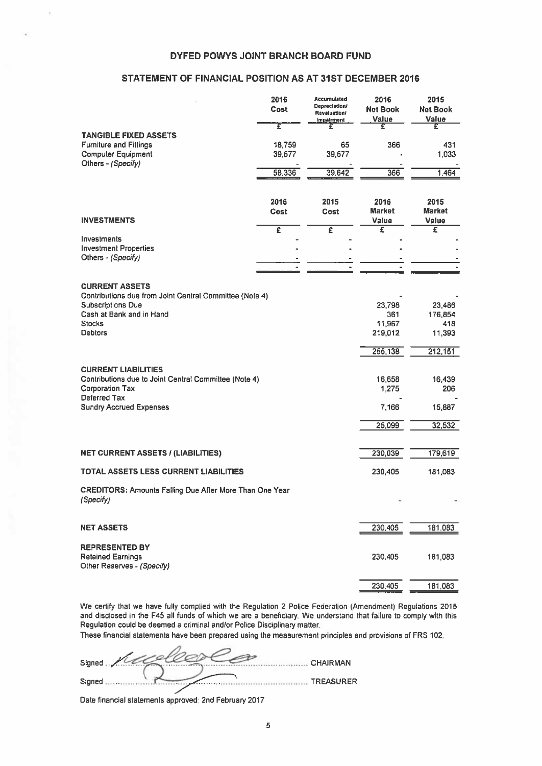# DYFED POWYS JOINT BRANCH BOARD FUND

## STATEMENT OF FINANCIAL POSITION AS AT 31ST DECEMBER 2016

| | 2016 Cost | Accumulated Depreciation/ Revaluation/ Impairment | 2016 Net Book Value | 2015 Net Book Value |
|---|---|---|---|---|
| | £ | £ | £ | £ |
| **TANGIBLE FIXED ASSETS** | | | | |
| Furniture and Fittings | 18,759 | 65 | 366 | 431 |
| Computer Equipment | 39,577 | 39,577 | - | 1,033 |
| Others - *(Specify)* | - | - | - | - |
| | 58,336 | 39,642 | 366 | 1,464 |

| **INVESTMENTS** | 2016 Cost | 2015 Cost | 2016 Market Value | 2015 Market Value |
|---|---|---|---|---|
| | £ | £ | £ | £ |
| Investments | - | - | - | - |
| Investment Properties | - | - | - | - |
| Others - *(Specify)* | - | - | - | - |
| | - | - | - | - |

| | 2016 | 2015 |
|---|---|---|
| **CURRENT ASSETS** | | |
| Contributions due from Joint Central Committee (Note 4) | - | - |
| Subscriptions Due | 23,798 | 23,486 |
| Cash at Bank and in Hand | 361 | 176,854 |
| Stocks | 11,967 | 418 |
| Debtors | 219,012 | 11,393 |
| | 255,138 | 212,151 |
| **CURRENT LIABILITIES** | | |
| Contributions due to Joint Central Committee (Note 4) | 16,658 | 16,439 |
| Corporation Tax | 1,275 | 206 |
| Deferred Tax | - | - |
| Sundry Accrued Expenses | 7,166 | 15,887 |
| | 25,099 | 32,532 |
| **NET CURRENT ASSETS / (LIABILITIES)** | 230,039 | 179,619 |
| **TOTAL ASSETS LESS CURRENT LIABILITIES** | 230,405 | 181,083 |
| **CREDITORS:** Amounts Falling Due After More Than One Year *(Specify)* | - | - |
| **NET ASSETS** | 230,405 | 181,083 |
| **REPRESENTED BY** | | |
| Retained Earnings | 230,405 | 181,083 |
| Other Reserves - *(Specify)* | | |
| | 230,405 | 181,083 |

We certify that we have fully complied with the Regulation 2 Police Federation (Amendment) Regulations 2015 and disclosed in the F45 all funds of which we are a beneficiary. We understand that failure to comply with this Regulation could be deemed a criminal and/or Police Disciplinary matter.

These financial statements have been prepared using the measurement principles and provisions of FRS 102.

Signed ........................................ CHAIRMAN

Signed ........................................ TREASURER

Date financial statements approved: 2nd February 2017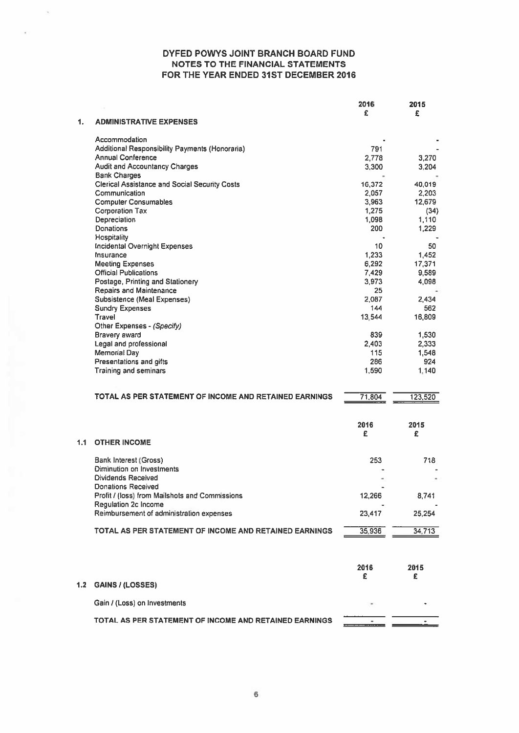# DYFED POWYS JOINT BRANCH BOARD FUND
## NOTES TO THE FINANCIAL STATEMENTS
## FOR THE YEAR ENDED 31ST DECEMBER 2016

| | | 2016 £ | 2015 £ |
|---|---|---|---|
| **1.** | **ADMINISTRATIVE EXPENSES** | | |
| | Accommodation | - | - |
| | Additional Responsibility Payments (Honoraria) | 791 | - |
| | Annual Conference | 2,778 | 3,270 |
| | Audit and Accountancy Charges | 3,300 | 3,204 |
| | Bank Charges | - | - |
| | Clerical Assistance and Social Security Costs | 16,372 | 40,019 |
| | Communication | 2,057 | 2,203 |
| | Computer Consumables | 3,963 | 12,679 |
| | Corporation Tax | 1,275 | (34) |
| | Depreciation | 1,098 | 1,110 |
| | Donations | 200 | 1,229 |
| | Hospitality | - | - |
| | Incidental Overnight Expenses | 10 | 50 |
| | Insurance | 1,233 | 1,452 |
| | Meeting Expenses | 6,292 | 17,371 |
| | Official Publications | 7,429 | 9,589 |
| | Postage, Printing and Stationery | 3,973 | 4,098 |
| | Repairs and Maintenance | 25 | - |
| | Subsistence (Meal Expenses) | 2,087 | 2,434 |
| | Sundry Expenses | 144 | 562 |
| | Travel | 13,544 | 16,809 |
| | Other Expenses - *(Specify)* | | |
| | Bravery award | 839 | 1,530 |
| | Legal and professional | 2,403 | 2,333 |
| | Memorial Day | 115 | 1,548 |
| | Presentations and gifts | 286 | 924 |
| | Training and seminars | 1,590 | 1,140 |
| | **TOTAL AS PER STATEMENT OF INCOME AND RETAINED EARNINGS** | 71,804 | 123,520 |

| | | 2016 £ | 2015 £ |
|---|---|---|---|
| **1.1** | **OTHER INCOME** | | |
| | Bank Interest (Gross) | 253 | 718 |
| | Diminution on Investments | - | - |
| | Dividends Received | - | - |
| | Donations Received | - | |
| | Profit / (loss) from Mailshots and Commissions | 12,266 | 8,741 |
| | Regulation 2c Income | - | - |
| | Reimbursement of administration expenses | 23,417 | 25,254 |
| | **TOTAL AS PER STATEMENT OF INCOME AND RETAINED EARNINGS** | 35,936 | 34,713 |

| | | 2016 £ | 2015 £ |
|---|---|---|---|
| **1.2** | **GAINS / (LOSSES)** | | |
| | Gain / (Loss) on Investments | - | - |
| | **TOTAL AS PER STATEMENT OF INCOME AND RETAINED EARNINGS** | - | - |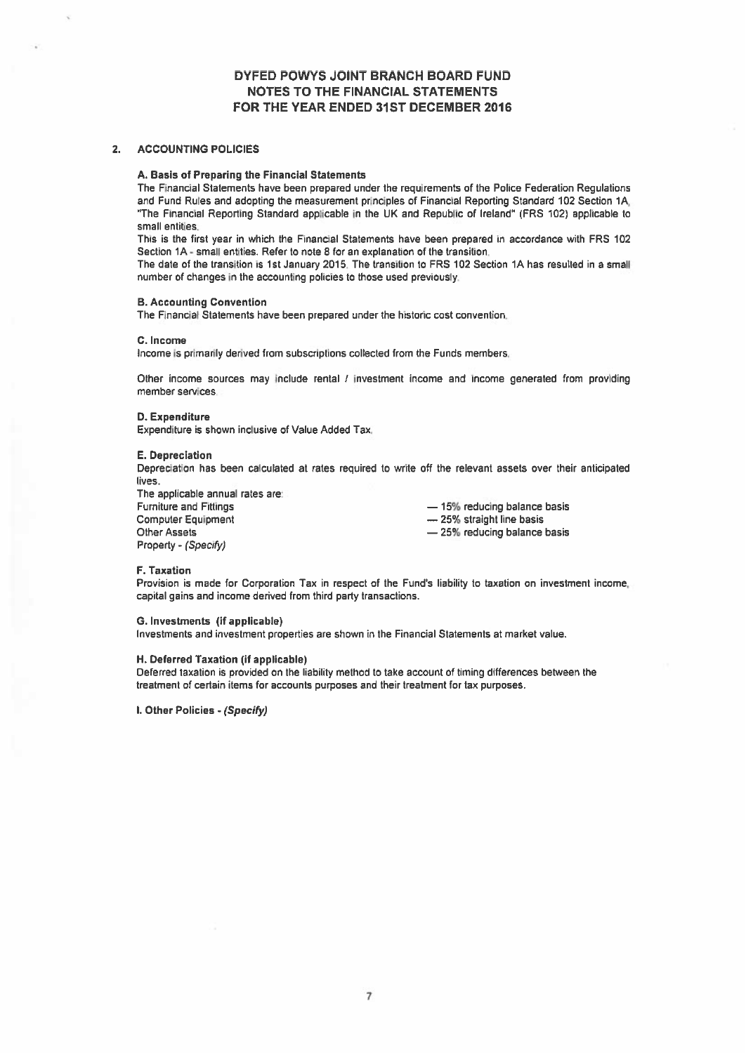# DYFED POWYS JOINT BRANCH BOARD FUND
# NOTES TO THE FINANCIAL STATEMENTS
# FOR THE YEAR ENDED 31ST DECEMBER 2016

## 2. ACCOUNTING POLICIES

### A. Basis of Preparing the Financial Statements

The Financial Statements have been prepared under the requirements of the Police Federation Regulations and Fund Rules and adopting the measurement principles of Financial Reporting Standard 102 Section 1A, "The Financial Reporting Standard applicable in the UK and Republic of Ireland" (FRS 102) applicable to small entities.

This is the first year in which the Financial Statements have been prepared in accordance with FRS 102 Section 1A - small entities. Refer to note 8 for an explanation of the transition.

The date of the transition is 1st January 2015. The transition to FRS 102 Section 1A has resulted in a small number of changes in the accounting policies to those used previously.

### B. Accounting Convention

The Financial Statements have been prepared under the historic cost convention.

### C. Income

Income is primarily derived from subscriptions collected from the Funds members.

Other income sources may include rental / investment income and income generated from providing member services.

### D. Expenditure

Expenditure is shown inclusive of Value Added Tax.

### E. Depreciation

Depreciation has been calculated at rates required to write off the relevant assets over their anticipated lives.

The applicable annual rates are:

| | |
|---|---|
| Furniture and Fittings | — 15% reducing balance basis |
| Computer Equipment | — 25% straight line basis |
| Other Assets | — 25% reducing balance basis |
| Property - *(Specify)* | |

### F. Taxation

Provision is made for Corporation Tax in respect of the Fund's liability to taxation on investment income, capital gains and income derived from third party transactions.

### G. Investments (if applicable)

Investments and investment properties are shown in the Financial Statements at market value.

### H. Deferred Taxation (if applicable)

Deferred taxation is provided on the liability method to take account of timing differences between the treatment of certain items for accounts purposes and their treatment for tax purposes.

### I. Other Policies - *(Specify)*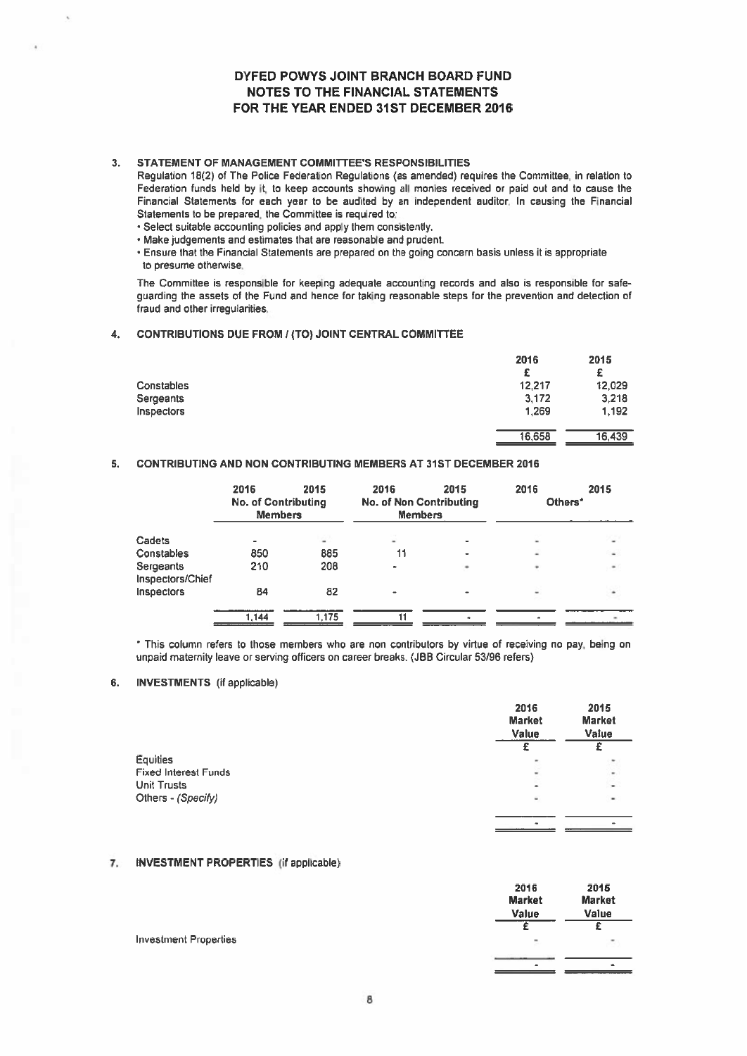# DYFED POWYS JOINT BRANCH BOARD FUND
# NOTES TO THE FINANCIAL STATEMENTS
# FOR THE YEAR ENDED 31ST DECEMBER 2016

## 3. STATEMENT OF MANAGEMENT COMMITTEE'S RESPONSIBILITIES

Regulation 18(2) of The Police Federation Regulations (as amended) requires the Committee, in relation to Federation funds held by it, to keep accounts showing all monies received or paid out and to cause the Financial Statements for each year to be audited by an independent auditor. In causing the Financial Statements to be prepared, the Committee is required to:

- Select suitable accounting policies and apply them consistently.
- Make judgements and estimates that are reasonable and prudent.
- Ensure that the Financial Statements are prepared on the going concern basis unless it is appropriate to presume otherwise.

The Committee is responsible for keeping adequate accounting records and also is responsible for safeguarding the assets of the Fund and hence for taking reasonable steps for the prevention and detection of fraud and other irregularities.

## 4. CONTRIBUTIONS DUE FROM / (TO) JOINT CENTRAL COMMITTEE

| | 2016 | 2015 |
|---|---|---|
| | £ | £ |
| Constables | 12,217 | 12,029 |
| Sergeants | 3,172 | 3,218 |
| Inspectors | 1,269 | 1,192 |
| | 16,658 | 16,439 |

## 5. CONTRIBUTING AND NON CONTRIBUTING MEMBERS AT 31ST DECEMBER 2016

| | 2016 | 2015 | 2016 | 2015 | 2016 | 2015 |
|---|---|---|---|---|---|---|
| | No. of Contributing Members | | No. of Non Contributing Members | | Others* | |
| Cadets | - | - | - | - | - | - |
| Constables | 850 | 885 | 11 | - | - | - |
| Sergeants | 210 | 208 | - | - | - | - |
| Inspectors/Chief Inspectors | 84 | 82 | - | - | - | - |
| | 1,144 | 1,175 | 11 | - | - | - |

\* This column refers to those members who are non contributors by virtue of receiving no pay, being on unpaid maternity leave or serving officers on career breaks. (JBB Circular 53/96 refers)

## 6. INVESTMENTS (if applicable)

| | 2016 Market Value | 2015 Market Value |
|---|---|---|
| | £ | £ |
| Equities | - | - |
| Fixed Interest Funds | - | - |
| Unit Trusts | - | - |
| Others - *(Specify)* | - | - |
| | - | - |

## 7. INVESTMENT PROPERTIES (if applicable)

| | 2016 Market Value | 2015 Market Value |
|---|---|---|
| | £ | £ |
| Investment Properties | - | - |
| | - | - |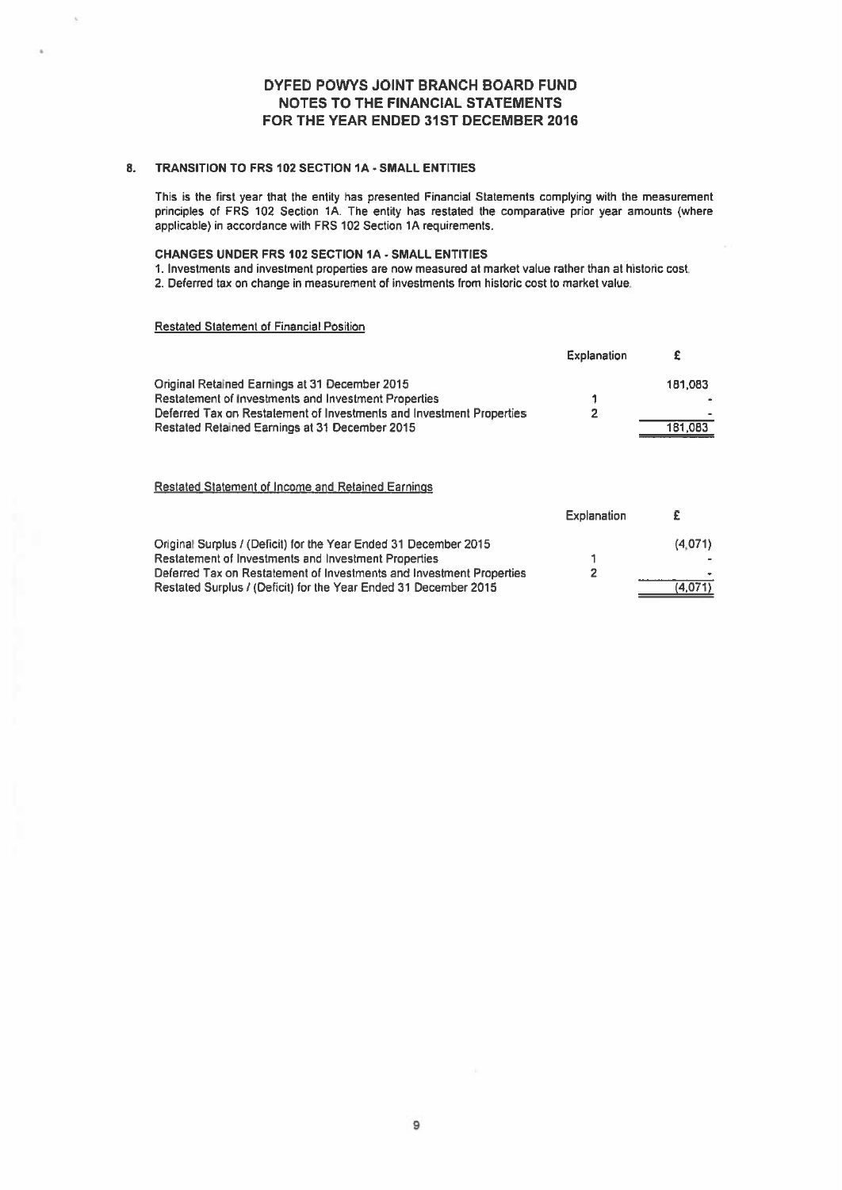# DYFED POWYS JOINT BRANCH BOARD FUND
## NOTES TO THE FINANCIAL STATEMENTS
## FOR THE YEAR ENDED 31ST DECEMBER 2016

### 8. TRANSITION TO FRS 102 SECTION 1A - SMALL ENTITIES

This is the first year that the entity has presented Financial Statements complying with the measurement principles of FRS 102 Section 1A. The entity has restated the comparative prior year amounts (where applicable) in accordance with FRS 102 Section 1A requirements.

**CHANGES UNDER FRS 102 SECTION 1A - SMALL ENTITIES**

1. Investments and investment properties are now measured at market value rather than at historic cost.
2. Deferred tax on change in measurement of investments from historic cost to market value.

Restated Statement of Financial Position

| | Explanation | £ |
|---|---|---|
| Original Retained Earnings at 31 December 2015 | | 181,083 |
| Restatement of Investments and Investment Properties | 1 | - |
| Deferred Tax on Restatement of Investments and Investment Properties | 2 | - |
| Restated Retained Earnings at 31 December 2015 | | 181,083 |

Restated Statement of Income and Retained Earnings

| | Explanation | £ |
|---|---|---|
| Original Surplus / (Deficit) for the Year Ended 31 December 2015 | | (4,071) |
| Restatement of Investments and Investment Properties | 1 | - |
| Deferred Tax on Restatement of Investments and Investment Properties | 2 | - |
| Restated Surplus / (Deficit) for the Year Ended 31 December 2015 | | (4,071) |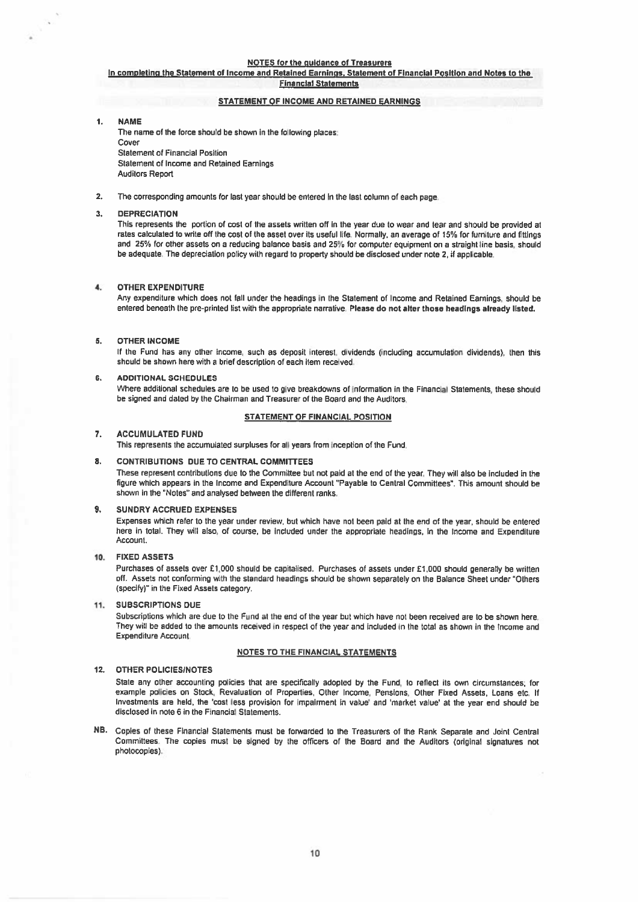## NOTES for the guidance of Treasurers

**In completing the Statement of Income and Retained Earnings, Statement of Financial Position and Notes to the Financial Statements**

### STATEMENT OF INCOME AND RETAINED EARNINGS

**1. NAME**

The name of the force should be shown in the following places:
Cover
Statement of Financial Position
Statement of Income and Retained Earnings
Auditors Report

**2.** The corresponding amounts for last year should be entered in the last column of each page.

**3. DEPRECIATION**

This represents the portion of cost of the assets written off in the year due to wear and tear and should be provided at rates calculated to write off the cost of the asset over its useful life. Normally, an average of 15% for furniture and fittings and 25% for other assets on a reducing balance basis and 25% for computer equipment on a straight line basis, should be adequate. The depreciation policy with regard to property should be disclosed under note 2, if applicable.

**4. OTHER EXPENDITURE**

Any expenditure which does not fall under the headings in the Statement of Income and Retained Earnings, should be entered beneath the pre-printed list with the appropriate narrative. **Please do not alter those headings already listed.**

**5. OTHER INCOME**

If the Fund has any other income, such as deposit interest, dividends (including accumulation dividends), then this should be shown here with a brief description of each item received.

**6. ADDITIONAL SCHEDULES**

Where additional schedules are to be used to give breakdowns of information in the Financial Statements, these should be signed and dated by the Chairman and Treasurer of the Board and the Auditors.

### STATEMENT OF FINANCIAL POSITION

**7. ACCUMULATED FUND**

This represents the accumulated surpluses for all years from inception of the Fund.

**8. CONTRIBUTIONS DUE TO CENTRAL COMMITTEES**

These represent contributions due to the Committee but not paid at the end of the year. They will also be included in the figure which appears in the Income and Expenditure Account "Payable to Central Committees". This amount should be shown in the "Notes" and analysed between the different ranks.

**9. SUNDRY ACCRUED EXPENSES**

Expenses which refer to the year under review, but which have not been paid at the end of the year, should be entered here in total. They will also, of course, be included under the appropriate headings, in the Income and Expenditure Account.

**10. FIXED ASSETS**

Purchases of assets over £1,000 should be capitalised. Purchases of assets under £1,000 should generally be written off. Assets not conforming with the standard headings should be shown separately on the Balance Sheet under "Others (specify)" in the Fixed Assets category.

**11. SUBSCRIPTIONS DUE**

Subscriptions which are due to the Fund at the end of the year but which have not been received are to be shown here. They will be added to the amounts received in respect of the year and included in the total as shown in the Income and Expenditure Account.

### NOTES TO THE FINANCIAL STATEMENTS

**12. OTHER POLICIES/NOTES**

State any other accounting policies that are specifically adopted by the Fund, to reflect its own circumstances; for example policies on Stock, Revaluation of Properties, Other Income, Pensions, Other Fixed Assets, Loans etc. If Investments are held, the 'cost less provision for impairment in value' and 'market value' at the year end should be disclosed in note 6 in the Financial Statements.

**NB.** Copies of these Financial Statements must be forwarded to the Treasurers of the Rank Separate and Joint Central Committees. The copies must be signed by the officers of the Board and the Auditors (original signatures not photocopies).